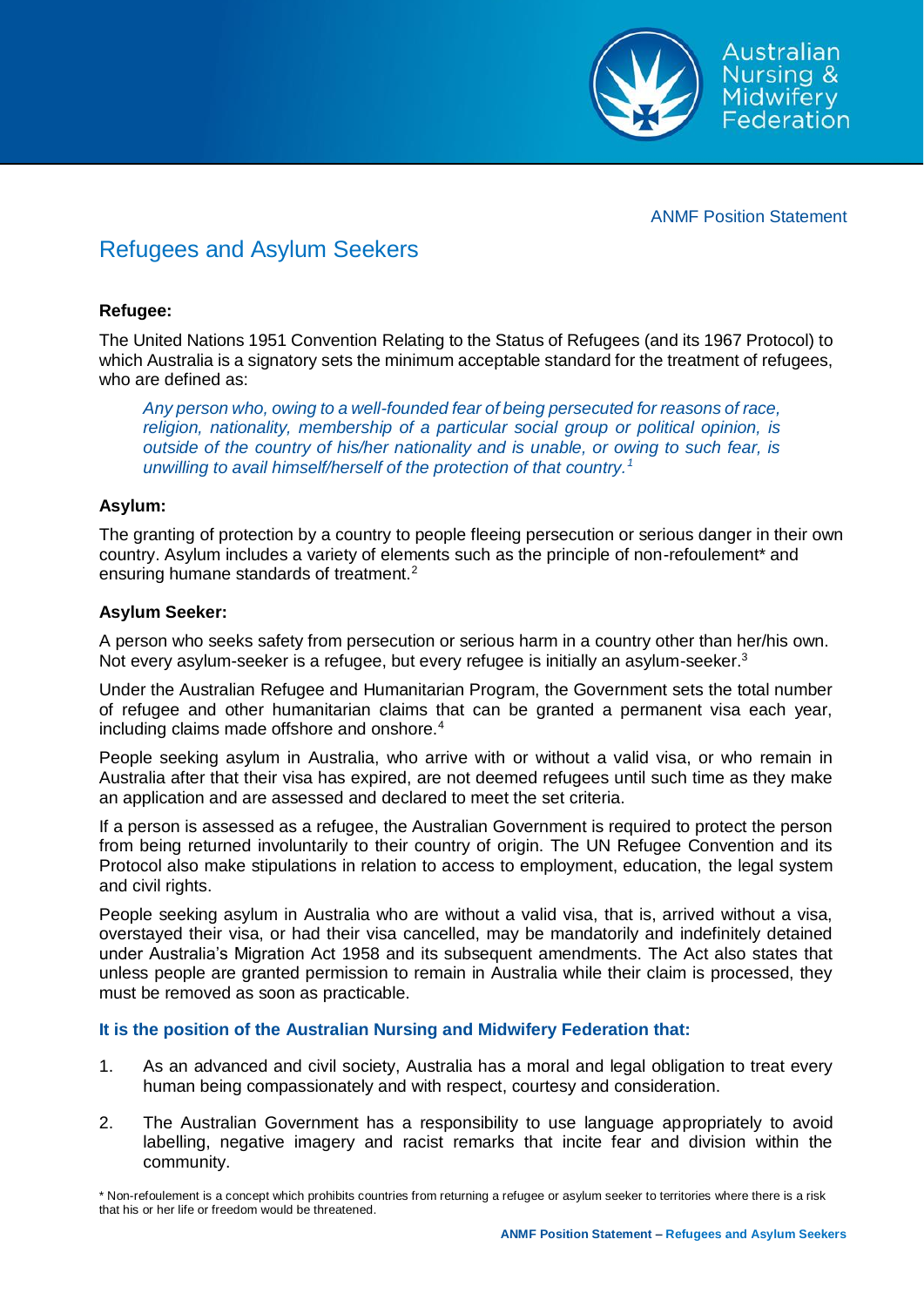ANMF Position Statement

# Refugees and Asylum Seekers

**Refugee:**

The United Nations 1951 Convention Relating to the Status of Refugees (and its 1967 Protocol) to which Australia is a signatory sets the minimum acceptable standard for the treatment of refugees, who are defined as:

> *Any person who, owing to a well-founded fear of being persecuted for reasons of race, religion, nationality, membership of a particular social group or political opinion, is outside of the country of his/her nationality and is unable, or owing to such fear, is unwilling to avail himself/herself of the protection of that country.*[1]

**Asylum:**

The granting of protection by a country to people fleeing persecution or serious danger in their own country. Asylum includes a variety of elements such as the principle of non-refoulement* and ensuring humane standards of treatment.[2]

**Asylum Seeker:**

A person who seeks safety from persecution or serious harm in a country other than her/his own. Not every asylum-seeker is a refugee, but every refugee is initially an asylum-seeker.[3]

Under the Australian Refugee and Humanitarian Program, the Government sets the total number of refugee and other humanitarian claims that can be granted a permanent visa each year, including claims made offshore and onshore.[4]

People seeking asylum in Australia, who arrive with or without a valid visa, or who remain in Australia after that their visa has expired, are not deemed refugees until such time as they make an application and are assessed and declared to meet the set criteria.

If a person is assessed as a refugee, the Australian Government is required to protect the person from being returned involuntarily to their country of origin. The UN Refugee Convention and its Protocol also make stipulations in relation to access to employment, education, the legal system and civil rights.

People seeking asylum in Australia who are without a valid visa, that is, arrived without a visa, overstayed their visa, or had their visa cancelled, may be mandatorily and indefinitely detained under Australia's Migration Act 1958 and its subsequent amendments. The Act also states that unless people are granted permission to remain in Australia while their claim is processed, they must be removed as soon as practicable.

**It is the position of the Australian Nursing and Midwifery Federation that:**

1. As an advanced and civil society, Australia has a moral and legal obligation to treat every human being compassionately and with respect, courtesy and consideration.
2. The Australian Government has a responsibility to use language appropriately to avoid labelling, negative imagery and racist remarks that incite fear and division within the community.

* Non-refoulement is a concept which prohibits countries from returning a refugee or asylum seeker to territories where there is a risk that his or her life or freedom would be threatened.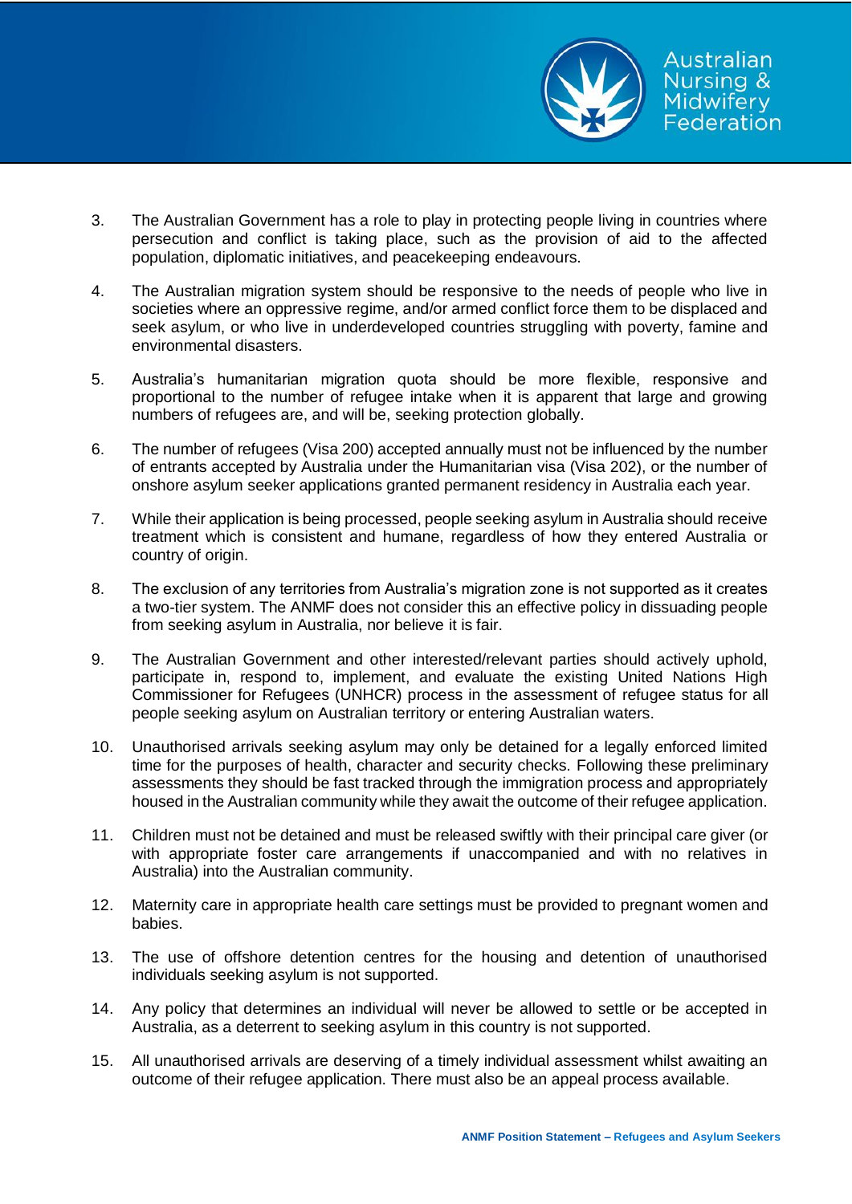3. The Australian Government has a role to play in protecting people living in countries where persecution and conflict is taking place, such as the provision of aid to the affected population, diplomatic initiatives, and peacekeeping endeavours.

4. The Australian migration system should be responsive to the needs of people who live in societies where an oppressive regime, and/or armed conflict force them to be displaced and seek asylum, or who live in underdeveloped countries struggling with poverty, famine and environmental disasters.

5. Australia's humanitarian migration quota should be more flexible, responsive and proportional to the number of refugee intake when it is apparent that large and growing numbers of refugees are, and will be, seeking protection globally.

6. The number of refugees (Visa 200) accepted annually must not be influenced by the number of entrants accepted by Australia under the Humanitarian visa (Visa 202), or the number of onshore asylum seeker applications granted permanent residency in Australia each year.

7. While their application is being processed, people seeking asylum in Australia should receive treatment which is consistent and humane, regardless of how they entered Australia or country of origin.

8. The exclusion of any territories from Australia's migration zone is not supported as it creates a two-tier system. The ANMF does not consider this an effective policy in dissuading people from seeking asylum in Australia, nor believe it is fair.

9. The Australian Government and other interested/relevant parties should actively uphold, participate in, respond to, implement, and evaluate the existing United Nations High Commissioner for Refugees (UNHCR) process in the assessment of refugee status for all people seeking asylum on Australian territory or entering Australian waters.

10. Unauthorised arrivals seeking asylum may only be detained for a legally enforced limited time for the purposes of health, character and security checks. Following these preliminary assessments they should be fast tracked through the immigration process and appropriately housed in the Australian community while they await the outcome of their refugee application.

11. Children must not be detained and must be released swiftly with their principal care giver (or with appropriate foster care arrangements if unaccompanied and with no relatives in Australia) into the Australian community.

12. Maternity care in appropriate health care settings must be provided to pregnant women and babies.

13. The use of offshore detention centres for the housing and detention of unauthorised individuals seeking asylum is not supported.

14. Any policy that determines an individual will never be allowed to settle or be accepted in Australia, as a deterrent to seeking asylum in this country is not supported.

15. All unauthorised arrivals are deserving of a timely individual assessment whilst awaiting an outcome of their refugee application. There must also be an appeal process available.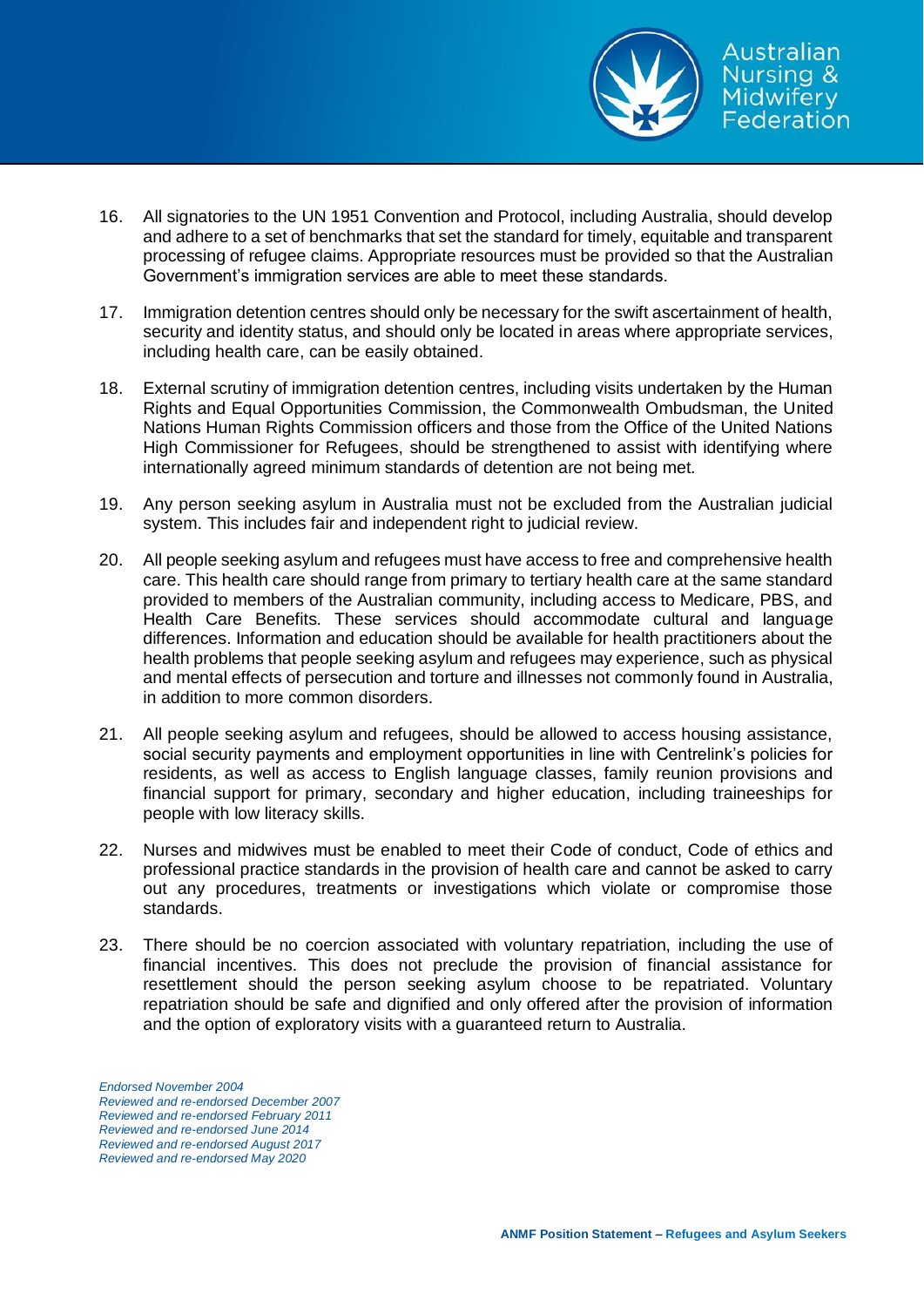16. All signatories to the UN 1951 Convention and Protocol, including Australia, should develop and adhere to a set of benchmarks that set the standard for timely, equitable and transparent processing of refugee claims. Appropriate resources must be provided so that the Australian Government's immigration services are able to meet these standards.

17. Immigration detention centres should only be necessary for the swift ascertainment of health, security and identity status, and should only be located in areas where appropriate services, including health care, can be easily obtained.

18. External scrutiny of immigration detention centres, including visits undertaken by the Human Rights and Equal Opportunities Commission, the Commonwealth Ombudsman, the United Nations Human Rights Commission officers and those from the Office of the United Nations High Commissioner for Refugees, should be strengthened to assist with identifying where internationally agreed minimum standards of detention are not being met.

19. Any person seeking asylum in Australia must not be excluded from the Australian judicial system. This includes fair and independent right to judicial review.

20. All people seeking asylum and refugees must have access to free and comprehensive health care. This health care should range from primary to tertiary health care at the same standard provided to members of the Australian community, including access to Medicare, PBS, and Health Care Benefits. These services should accommodate cultural and language differences. Information and education should be available for health practitioners about the health problems that people seeking asylum and refugees may experience, such as physical and mental effects of persecution and torture and illnesses not commonly found in Australia, in addition to more common disorders.

21. All people seeking asylum and refugees, should be allowed to access housing assistance, social security payments and employment opportunities in line with Centrelink's policies for residents, as well as access to English language classes, family reunion provisions and financial support for primary, secondary and higher education, including traineeships for people with low literacy skills.

22. Nurses and midwives must be enabled to meet their Code of conduct, Code of ethics and professional practice standards in the provision of health care and cannot be asked to carry out any procedures, treatments or investigations which violate or compromise those standards.

23. There should be no coercion associated with voluntary repatriation, including the use of financial incentives. This does not preclude the provision of financial assistance for resettlement should the person seeking asylum choose to be repatriated. Voluntary repatriation should be safe and dignified and only offered after the provision of information and the option of exploratory visits with a guaranteed return to Australia.

*Endorsed November 2004*
*Reviewed and re-endorsed December 2007*
*Reviewed and re-endorsed February 2011*
*Reviewed and re-endorsed June 2014*
*Reviewed and re-endorsed August 2017*
*Reviewed and re-endorsed May 2020*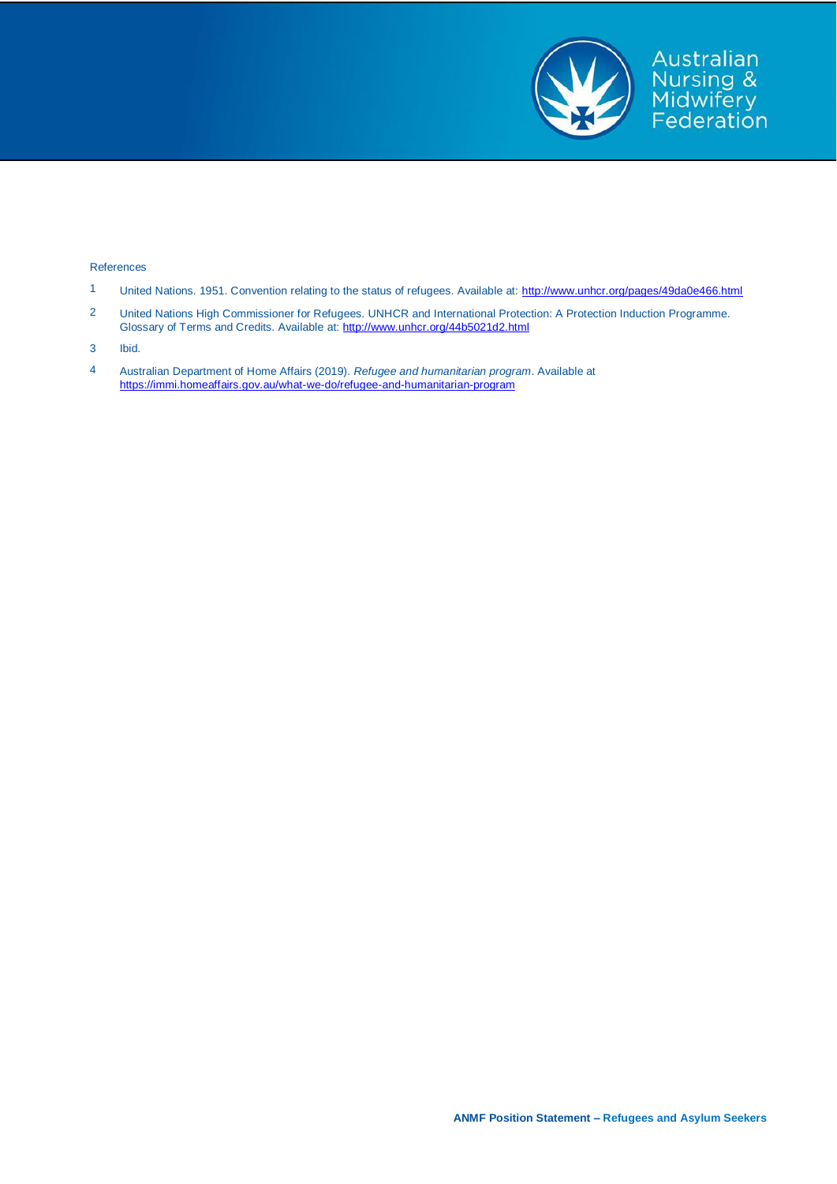References

1. United Nations. 1951. Convention relating to the status of refugees. Available at: http://www.unhcr.org/pages/49da0e466.html
2. United Nations High Commissioner for Refugees. UNHCR and International Protection: A Protection Induction Programme. Glossary of Terms and Credits. Available at: http://www.unhcr.org/44b5021d2.html
3. Ibid.
4. Australian Department of Home Affairs (2019). *Refugee and humanitarian program*. Available at https://immi.homeaffairs.gov.au/what-we-do/refugee-and-humanitarian-program